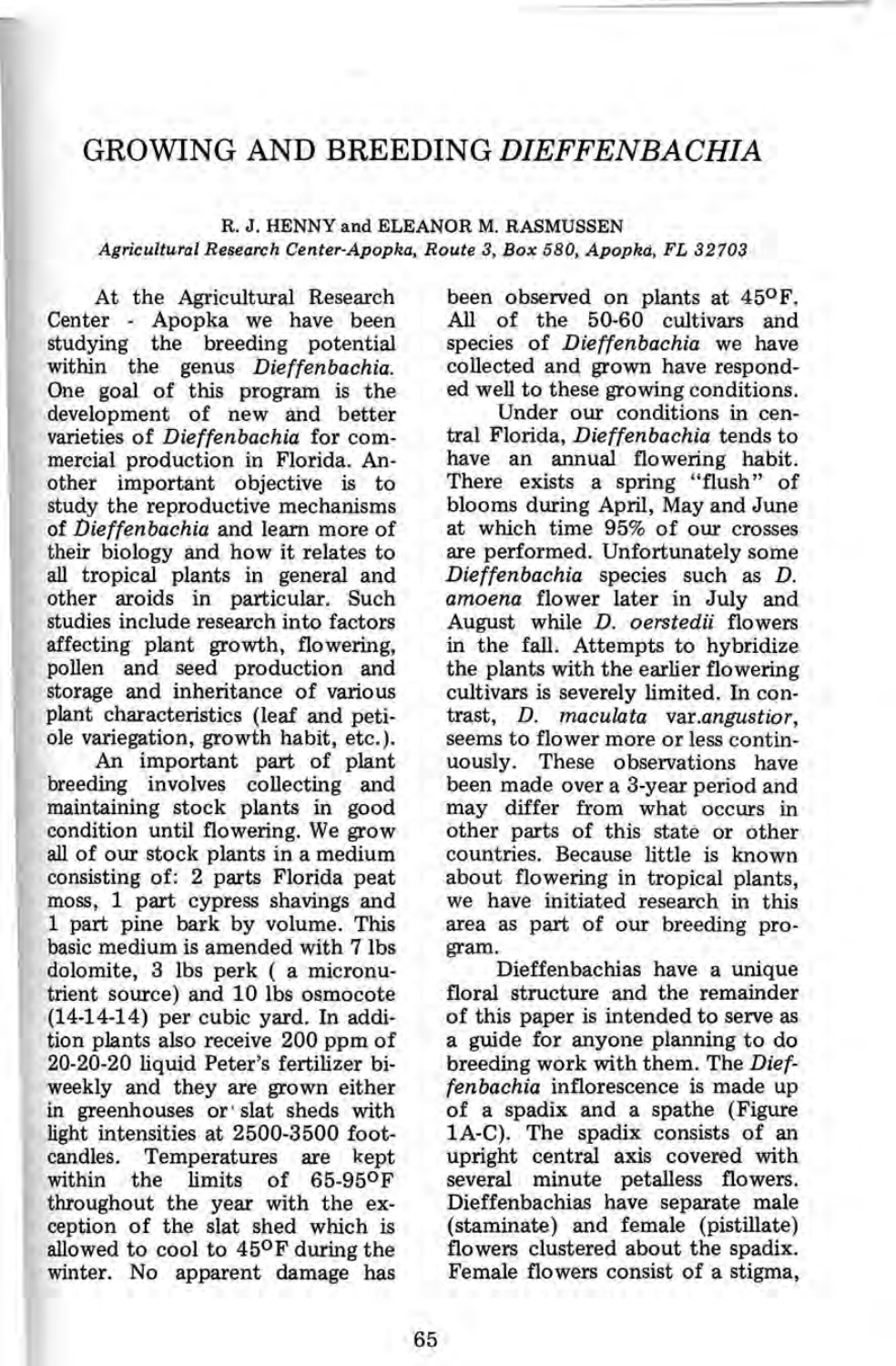# GROWING AND BREEDING *DIEFFENBACHIA*

**R. J. HENNY and ELEANOR M. RASMUSSEN**

*Agricultural Research Center-Apopka, Route 3, Box 580, Apopka, FL 32703*

At the Agricultural Research Center - Apopka we have been studying the breeding potential within the genus *Dieffenbachia*. One goal of this program is the development of new and better varieties of *Dieffenbachia* for commercial production in Florida. Another important objective is to study the reproductive mechanisms of *Dieffenbachia* and learn more of their biology and how it relates to all tropical plants in general and other aroids in particular. Such studies include research into factors affecting plant growth, flowering, pollen and seed production and storage and inheritance of various plant characteristics (leaf and petiole variegation, growth habit, etc.).

An important part of plant breeding involves collecting and maintaining stock plants in good condition until flowering. We grow all of our stock plants in a medium consisting of: 2 parts Florida peat moss, 1 part cypress shavings and 1 part pine bark by volume. This basic medium is amended with 7 lbs dolomite, 3 lbs perk ( a micronutrient source) and 10 lbs osmocote (14-14-14) per cubic yard. In addition plants also receive 200 ppm of 20-20-20 liquid Peter's fertilizer biweekly and they are grown either in greenhouses or slat sheds with light intensities at 2500-3500 footcandles. Temperatures are kept within the limits of 65-95°F throughout the year with the exception of the slat shed which is allowed to cool to 45°F during the winter. No apparent damage has been observed on plants at 45°F. All of the 50-60 cultivars and species of *Dieffenbachia* we have collected and grown have responded well to these growing conditions.

Under our conditions in central Florida, *Dieffenbachia* tends to have an annual flowering habit. There exists a spring "flush" of blooms during April, May and June at which time 95% of our crosses are performed. Unfortunately some *Dieffenbachia* species such as *D. amoena* flower later in July and August while *D. oerstedii* flowers in the fall. Attempts to hybridize the plants with the earlier flowering cultivars is severely limited. In contrast, *D. maculata* var. *angustior*, seems to flower more or less continuously. These observations have been made over a 3-year period and may differ from what occurs in other parts of this state or other countries. Because little is known about flowering in tropical plants, we have initiated research in this area as part of our breeding program.

Dieffenbachias have a unique floral structure and the remainder of this paper is intended to serve as a guide for anyone planning to do breeding work with them. The *Dieffenbachia* inflorescence is made up of a spadix and a spathe (Figure 1A-C). The spadix consists of an upright central axis covered with several minute petalless flowers. Dieffenbachias have separate male (staminate) and female (pistillate) flowers clustered about the spadix. Female flowers consist of a stigma,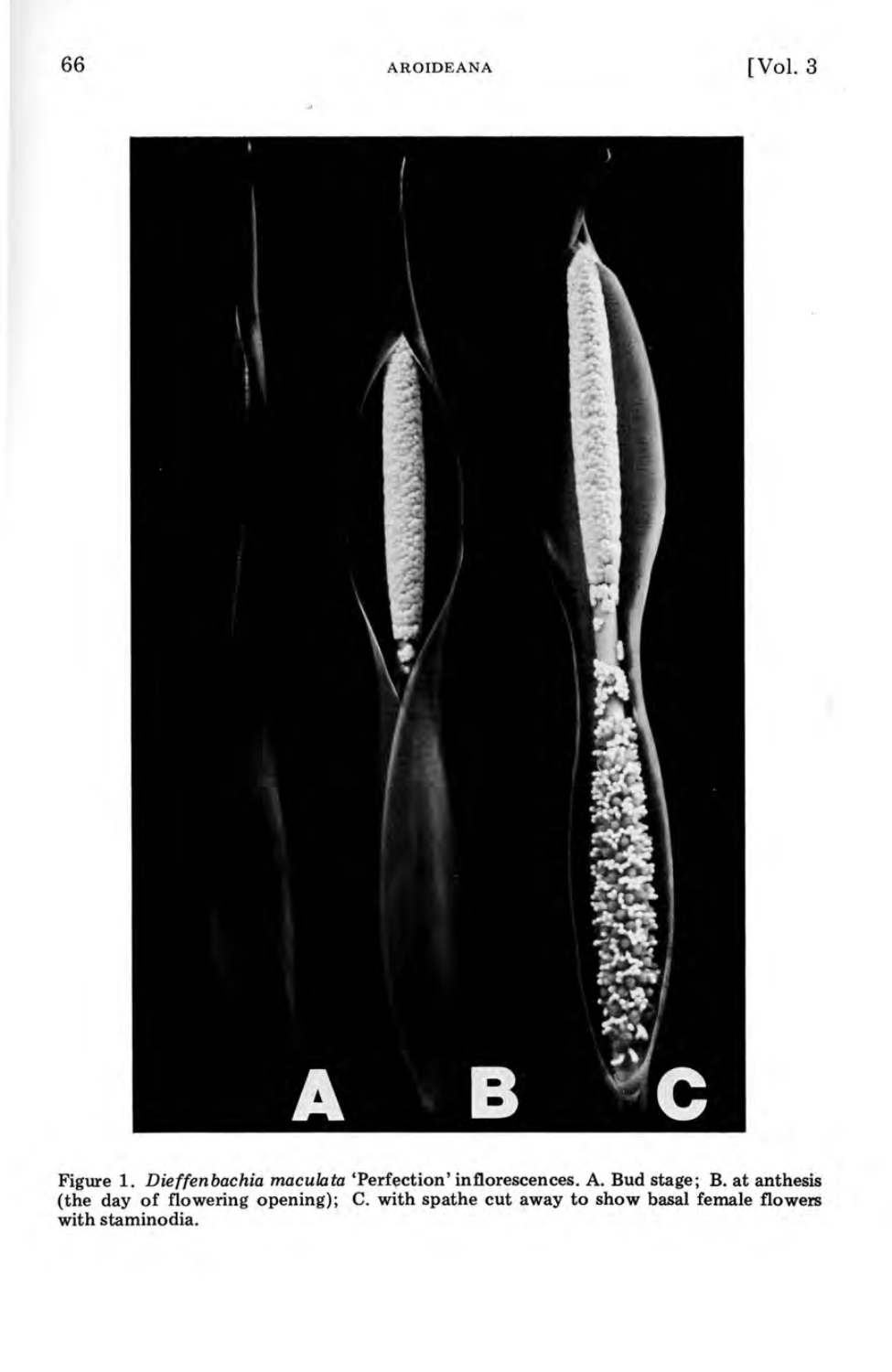Figure 1. *Dieffenbachia maculata* 'Perfection' inflorescences. A. Bud stage; B. at anthesis (the day of flowering opening); C. with spathe cut away to show basal female flowers with staminodia.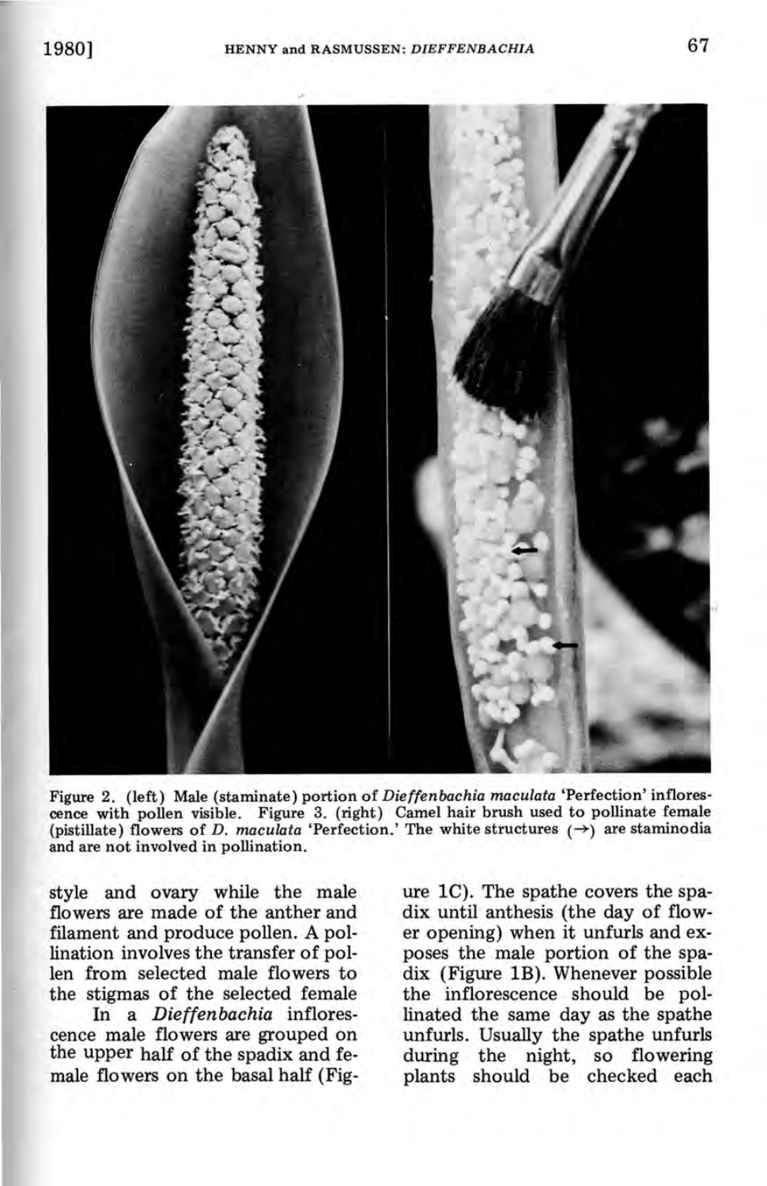Figure 2. (left) Male (staminate) portion of *Dieffenbachia maculata* 'Perfection' inflorescence with pollen visible. Figure 3. (right) Camel hair brush used to pollinate female (pistillate) flowers of *D. maculata* 'Perfection.' The white structures (→) are staminodia and are not involved in pollination.

style and ovary while the male flowers are made of the anther and filament and produce pollen. A pollination involves the transfer of pollen from selected male flowers to the stigmas of the selected female

In a *Dieffenbachia* inflorescence male flowers are grouped on the upper half of the spadix and female flowers on the basal half (Figure 1C). The spathe covers the spadix until anthesis (the day of flower opening) when it unfurls and exposes the male portion of the spadix (Figure 1B). Whenever possible the inflorescence should be pollinated the same day as the spathe unfurls. Usually the spathe unfurls during the night, so flowering plants should be checked each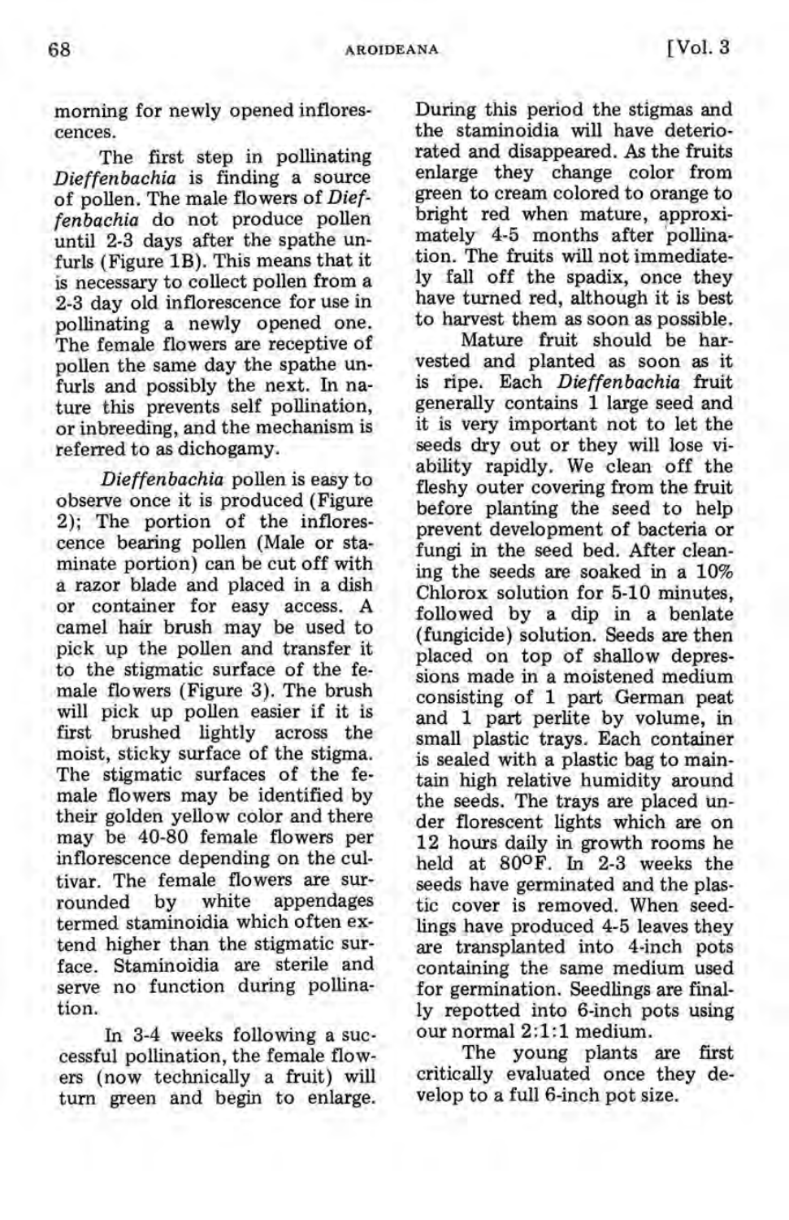morning for newly opened inflorescences.

The first step in pollinating *Dieffenbachia* is finding a source of pollen. The male flowers of *Dieffenbachia* do not produce pollen until 2-3 days after the spathe unfurls (Figure 1B). This means that it is necessary to collect pollen from a 2-3 day old inflorescence for use in pollinating a newly opened one. The female flowers are receptive of pollen the same day the spathe unfurls and possibly the next. In nature this prevents self pollination, or inbreeding, and the mechanism is referred to as dichogamy.

*Dieffenbachia* pollen is easy to observe once it is produced (Figure 2); The portion of the inflorescence bearing pollen (Male or staminate portion) can be cut off with a razor blade and placed in a dish or container for easy access. A camel hair brush may be used to pick up the pollen and transfer it to the stigmatic surface of the female flowers (Figure 3). The brush will pick up pollen easier if it is first brushed lightly across the moist, sticky surface of the stigma. The stigmatic surfaces of the female flowers may be identified by their golden yellow color and there may be 40-80 female flowers per inflorescence depending on the cultivar. The female flowers are surrounded by white appendages termed staminoidia which often extend higher than the stigmatic surface. Staminoidia are sterile and serve no function during pollination.

In 3-4 weeks following a successful pollination, the female flowers (now technically a fruit) will turn green and begin to enlarge. During this period the stigmas and the staminoidia will have deteriorated and disappeared. As the fruits enlarge they change color from green to cream colored to orange to bright red when mature, approximately 4-5 months after pollination. The fruits will not immediately fall off the spadix, once they have turned red, although it is best to harvest them as soon as possible.

Mature fruit should be harvested and planted as soon as it is ripe. Each *Dieffenbachia* fruit generally contains 1 large seed and it is very important not to let the seeds dry out or they will lose viability rapidly. We clean off the fleshy outer covering from the fruit before planting the seed to help prevent development of bacteria or fungi in the seed bed. After cleaning the seeds are soaked in a 10% Chlorox solution for 5-10 minutes, followed by a dip in a benlate (fungicide) solution. Seeds are then placed on top of shallow depressions made in a moistened medium consisting of 1 part German peat and 1 part perlite by volume, in small plastic trays. Each container is sealed with a plastic bag to maintain high relative humidity around the seeds. The trays are placed under florescent lights which are on 12 hours daily in growth rooms he held at 80°F. In 2-3 weeks the seeds have germinated and the plastic cover is removed. When seedlings have produced 4-5 leaves they are transplanted into 4-inch pots containing the same medium used for germination. Seedlings are finally repotted into 6-inch pots using our normal 2:1:1 medium.

The young plants are first critically evaluated once they develop to a full 6-inch pot size.